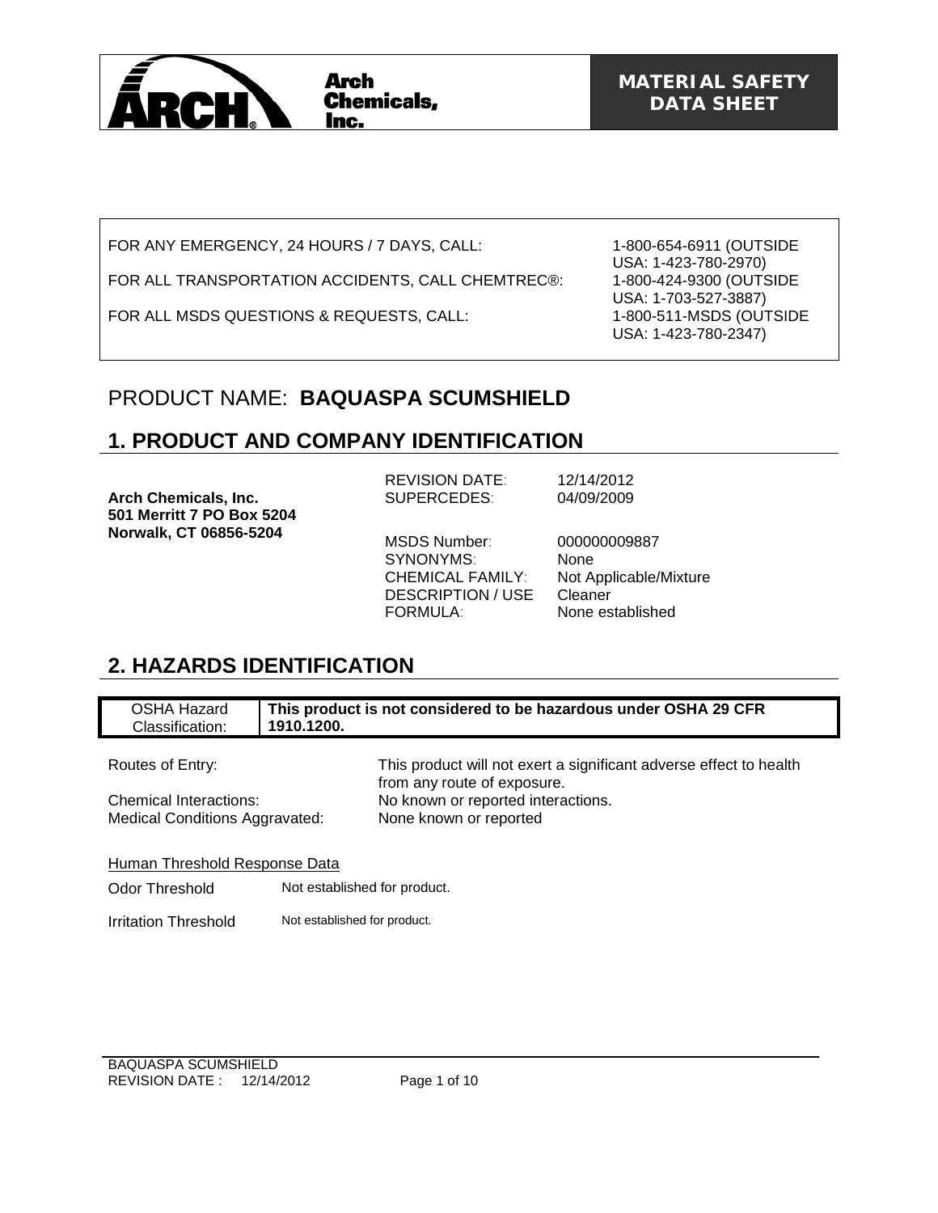Arch Chemicals, Inc.

**MATERIAL SAFETY DATA SHEET**

| | |
|---|---|
| FOR ANY EMERGENCY, 24 HOURS / 7 DAYS, CALL: | 1-800-654-6911 (OUTSIDE USA: 1-423-780-2970) |
| FOR ALL TRANSPORTATION ACCIDENTS, CALL CHEMTREC®: | 1-800-424-9300 (OUTSIDE USA: 1-703-527-3887) |
| FOR ALL MSDS QUESTIONS & REQUESTS, CALL: | 1-800-511-MSDS (OUTSIDE USA: 1-423-780-2347) |

# PRODUCT NAME: **BAQUASPA SCUMSHIELD**

## 1. PRODUCT AND COMPANY IDENTIFICATION

**Arch Chemicals, Inc.**
**501 Merritt 7 PO Box 5204**
**Norwalk, CT 06856-5204**

| | |
|---|---|
| REVISION DATE: | 12/14/2012 |
| SUPERCEDES: | 04/09/2009 |
| MSDS Number: | 000000009887 |
| SYNONYMS: | None |
| CHEMICAL FAMILY: | Not Applicable/Mixture |
| DESCRIPTION / USE | Cleaner |
| FORMULA: | None established |

## 2. HAZARDS IDENTIFICATION

| OSHA Hazard Classification: | **This product is not considered to be hazardous under OSHA 29 CFR 1910.1200.** |
|---|---|

| | |
|---|---|
| Routes of Entry: | This product will not exert a significant adverse effect to health from any route of exposure. |
| Chemical Interactions: | No known or reported interactions. |
| Medical Conditions Aggravated: | None known or reported |

Human Threshold Response Data

| | |
|---|---|
| Odor Threshold | Not established for product. |
| Irritation Threshold | Not established for product. |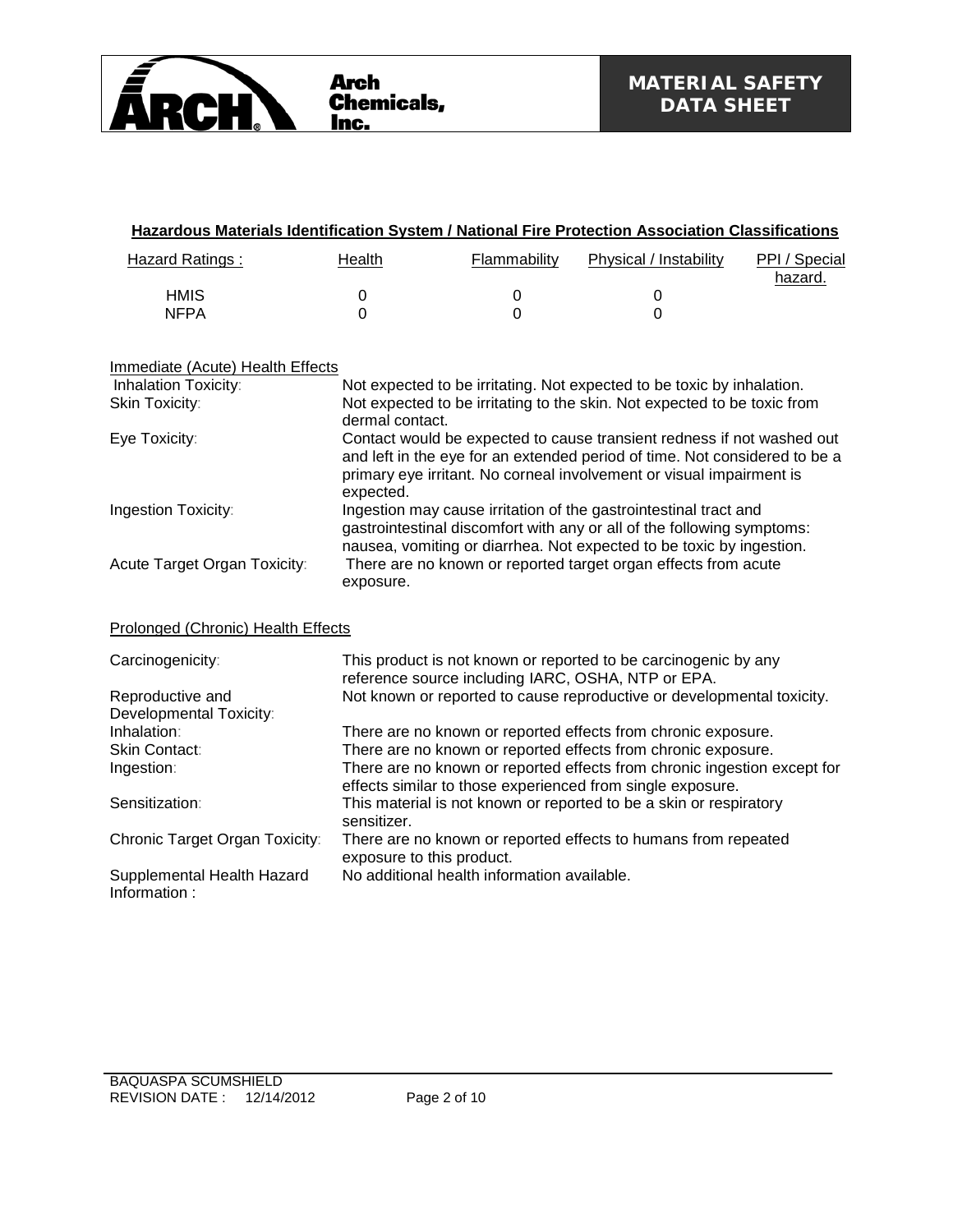## Hazardous Materials Identification System / National Fire Protection Association Classifications

| Hazard Ratings : | Health | Flammability | Physical / Instability | PPI / Special hazard. |
|---|---|---|---|---|
| HMIS | 0 | 0 | 0 | |
| NFPA | 0 | 0 | 0 | |

### Immediate (Acute) Health Effects

| | |
|---|---|
| Inhalation Toxicity: | Not expected to be irritating. Not expected to be toxic by inhalation. |
| Skin Toxicity: | Not expected to be irritating to the skin. Not expected to be toxic from dermal contact. |
| Eye Toxicity: | Contact would be expected to cause transient redness if not washed out and left in the eye for an extended period of time. Not considered to be a primary eye irritant. No corneal involvement or visual impairment is expected. |
| Ingestion Toxicity: | Ingestion may cause irritation of the gastrointestinal tract and gastrointestinal discomfort with any or all of the following symptoms: nausea, vomiting or diarrhea. Not expected to be toxic by ingestion. |
| Acute Target Organ Toxicity: | There are no known or reported target organ effects from acute exposure. |

### Prolonged (Chronic) Health Effects

| | |
|---|---|
| Carcinogenicity: | This product is not known or reported to be carcinogenic by any reference source including IARC, OSHA, NTP or EPA. |
| Reproductive and Developmental Toxicity: | Not known or reported to cause reproductive or developmental toxicity. |
| Inhalation: | There are no known or reported effects from chronic exposure. |
| Skin Contact: | There are no known or reported effects from chronic exposure. |
| Ingestion: | There are no known or reported effects from chronic ingestion except for effects similar to those experienced from single exposure. |
| Sensitization: | This material is not known or reported to be a skin or respiratory sensitizer. |
| Chronic Target Organ Toxicity: | There are no known or reported effects to humans from repeated exposure to this product. |
| Supplemental Health Hazard Information : | No additional health information available. |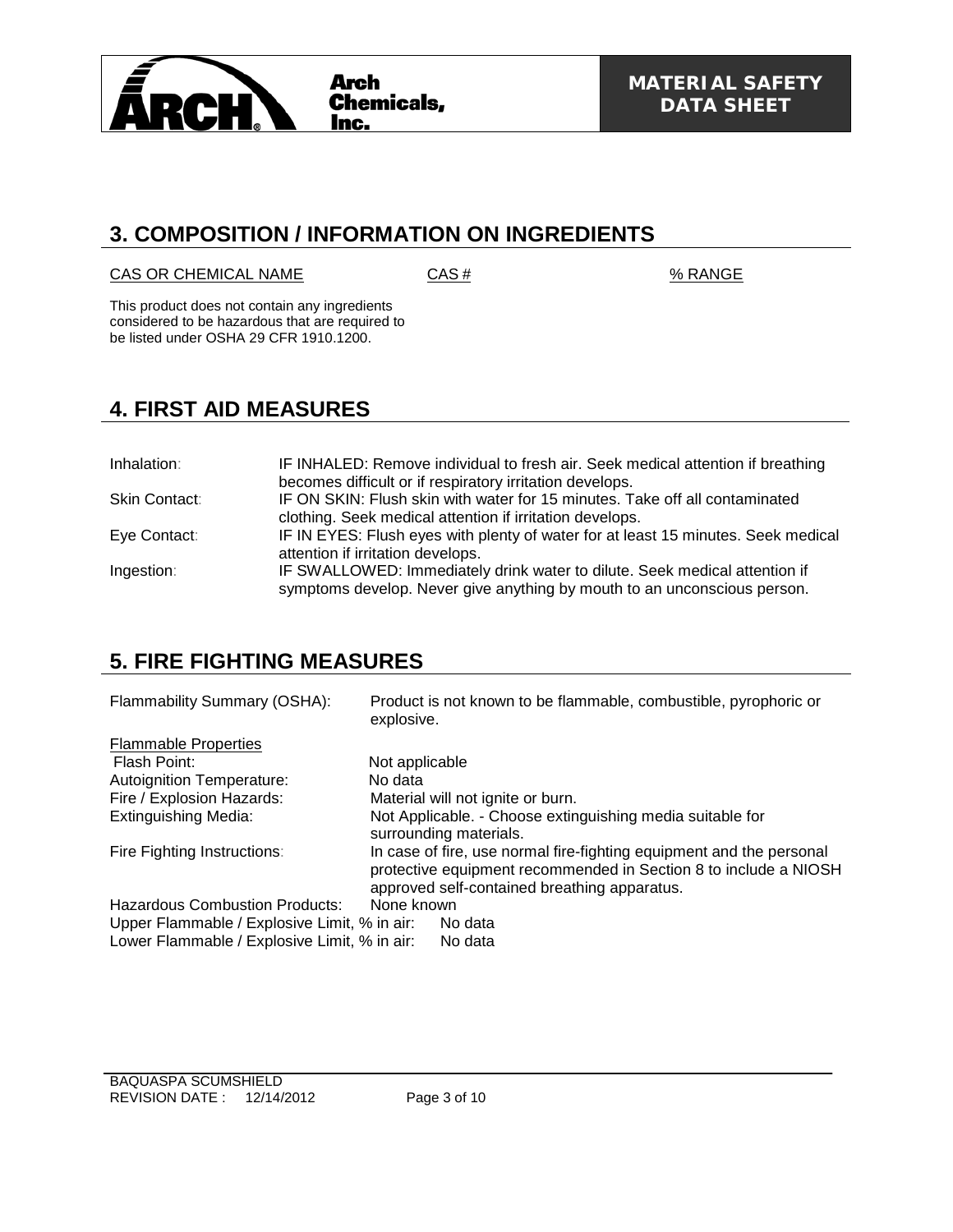## 3. COMPOSITION / INFORMATION ON INGREDIENTS

| CAS OR CHEMICAL NAME | CAS # | % RANGE |
|---|---|---|
| This product does not contain any ingredients considered to be hazardous that are required to be listed under OSHA 29 CFR 1910.1200. | | |

## 4. FIRST AID MEASURES

| | |
|---|---|
| Inhalation: | IF INHALED: Remove individual to fresh air. Seek medical attention if breathing becomes difficult or if respiratory irritation develops. |
| Skin Contact: | IF ON SKIN: Flush skin with water for 15 minutes. Take off all contaminated clothing. Seek medical attention if irritation develops. |
| Eye Contact: | IF IN EYES: Flush eyes with plenty of water for at least 15 minutes. Seek medical attention if irritation develops. |
| Ingestion: | IF SWALLOWED: Immediately drink water to dilute. Seek medical attention if symptoms develop. Never give anything by mouth to an unconscious person. |

## 5. FIRE FIGHTING MEASURES

Flammability Summary (OSHA): Product is not known to be flammable, combustible, pyrophoric or explosive.

Flammable Properties

| | |
|---|---|
| Flash Point: | Not applicable |
| Autoignition Temperature: | No data |
| Fire / Explosion Hazards: | Material will not ignite or burn. |
| Extinguishing Media: | Not Applicable. - Choose extinguishing media suitable for surrounding materials. |
| Fire Fighting Instructions: | In case of fire, use normal fire-fighting equipment and the personal protective equipment recommended in Section 8 to include a NIOSH approved self-contained breathing apparatus. |
| Hazardous Combustion Products: | None known |
| Upper Flammable / Explosive Limit, % in air: | No data |
| Lower Flammable / Explosive Limit, % in air: | No data |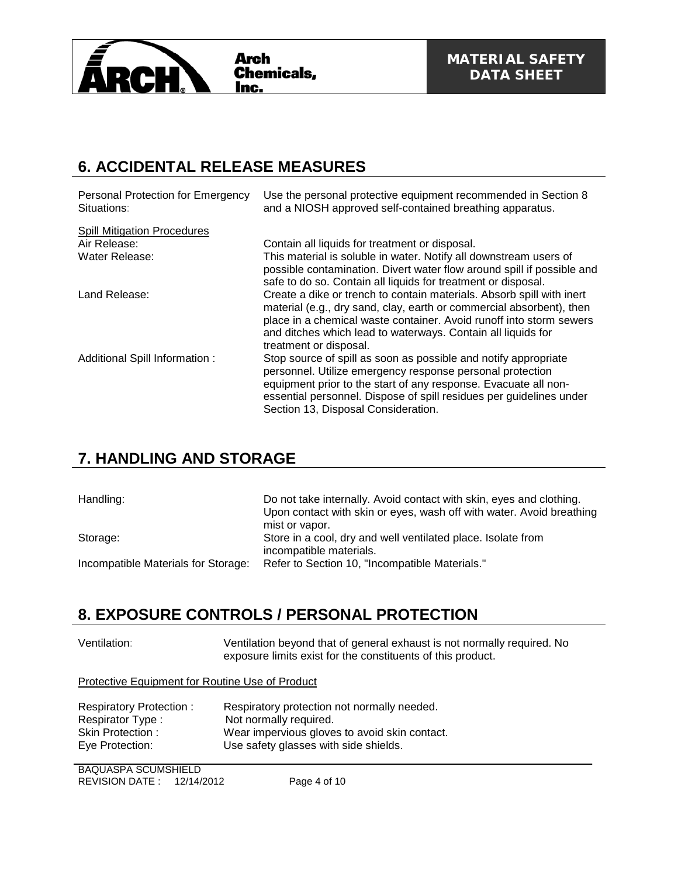## 6. ACCIDENTAL RELEASE MEASURES

| | |
|---|---|
| Personal Protection for Emergency Situations: | Use the personal protective equipment recommended in Section 8 and a NIOSH approved self-contained breathing apparatus. |

Spill Mitigation Procedures

| | |
|---|---|
| Air Release: | Contain all liquids for treatment or disposal. |
| Water Release: | This material is soluble in water. Notify all downstream users of possible contamination. Divert water flow around spill if possible and safe to do so. Contain all liquids for treatment or disposal. |
| Land Release: | Create a dike or trench to contain materials. Absorb spill with inert material (e.g., dry sand, clay, earth or commercial absorbent), then place in a chemical waste container. Avoid runoff into storm sewers and ditches which lead to waterways. Contain all liquids for treatment or disposal. |
| Additional Spill Information : | Stop source of spill as soon as possible and notify appropriate personnel. Utilize emergency response personal protection equipment prior to the start of any response. Evacuate all non-essential personnel. Dispose of spill residues per guidelines under Section 13, Disposal Consideration. |

## 7. HANDLING AND STORAGE

| | |
|---|---|
| Handling: | Do not take internally. Avoid contact with skin, eyes and clothing. Upon contact with skin or eyes, wash off with water. Avoid breathing mist or vapor. |
| Storage: | Store in a cool, dry and well ventilated place. Isolate from incompatible materials. |
| Incompatible Materials for Storage: | Refer to Section 10, "Incompatible Materials." |

## 8. EXPOSURE CONTROLS / PERSONAL PROTECTION

| | |
|---|---|
| Ventilation: | Ventilation beyond that of general exhaust is not normally required. No exposure limits exist for the constituents of this product. |

Protective Equipment for Routine Use of Product

| | |
|---|---|
| Respiratory Protection : | Respiratory protection not normally needed. |
| Respirator Type : | Not normally required. |
| Skin Protection : | Wear impervious gloves to avoid skin contact. |
| Eye Protection: | Use safety glasses with side shields. |

BAQUASPA SCUMSHIELD
REVISION DATE : 12/14/2012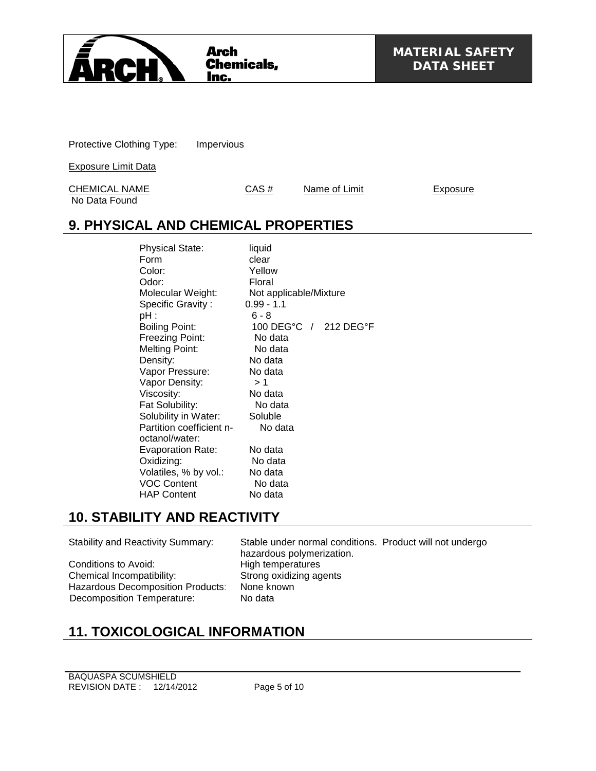Protective Clothing Type: Impervious

Exposure Limit Data

| CHEMICAL NAME | CAS # | Name of Limit | Exposure |
|---|---|---|---|
| No Data Found | | | |

## 9. PHYSICAL AND CHEMICAL PROPERTIES

| | |
|---|---|
| Physical State: | liquid |
| Form | clear |
| Color: | Yellow |
| Odor: | Floral |
| Molecular Weight: | Not applicable/Mixture |
| Specific Gravity : | 0.99 - 1.1 |
| pH : | 6 - 8 |
| Boiling Point: | 100 DEG°C / 212 DEG°F |
| Freezing Point: | No data |
| Melting Point: | No data |
| Density: | No data |
| Vapor Pressure: | No data |
| Vapor Density: | > 1 |
| Viscosity: | No data |
| Fat Solubility: | No data |
| Solubility in Water: | Soluble |
| Partition coefficient n-octanol/water: | No data |
| Evaporation Rate: | No data |
| Oxidizing: | No data |
| Volatiles, % by vol.: | No data |
| VOC Content | No data |
| HAP Content | No data |

## 10. STABILITY AND REACTIVITY

| | |
|---|---|
| Stability and Reactivity Summary: | Stable under normal conditions. Product will not undergo hazardous polymerization. |
| Conditions to Avoid: | High temperatures |
| Chemical Incompatibility: | Strong oxidizing agents |
| Hazardous Decomposition Products: | None known |
| Decomposition Temperature: | No data |

## 11. TOXICOLOGICAL INFORMATION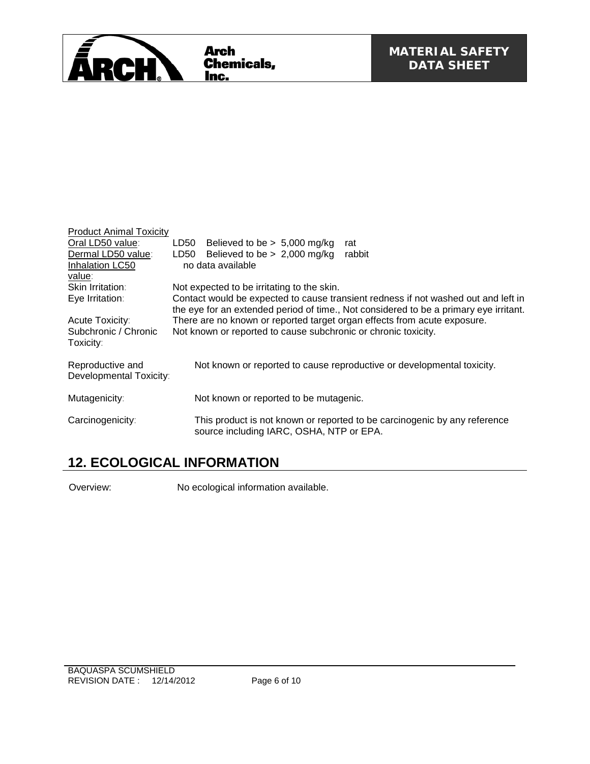Product Animal Toxicity

| | |
|---|---|
| Oral LD50 value: | LD50 Believed to be > 5,000 mg/kg rat |
| Dermal LD50 value: | LD50 Believed to be > 2,000 mg/kg rabbit |
| Inhalation LC50 value: | no data available |
| Skin Irritation: | Not expected to be irritating to the skin. |
| Eye Irritation: | Contact would be expected to cause transient redness if not washed out and left in the eye for an extended period of time., Not considered to be a primary eye irritant. |
| Acute Toxicity: | There are no known or reported target organ effects from acute exposure. |
| Subchronic / Chronic Toxicity: | Not known or reported to cause subchronic or chronic toxicity. |
| Reproductive and Developmental Toxicity: | Not known or reported to cause reproductive or developmental toxicity. |
| Mutagenicity: | Not known or reported to be mutagenic. |
| Carcinogenicity: | This product is not known or reported to be carcinogenic by any reference source including IARC, OSHA, NTP or EPA. |

## 12. ECOLOGICAL INFORMATION

Overview: No ecological information available.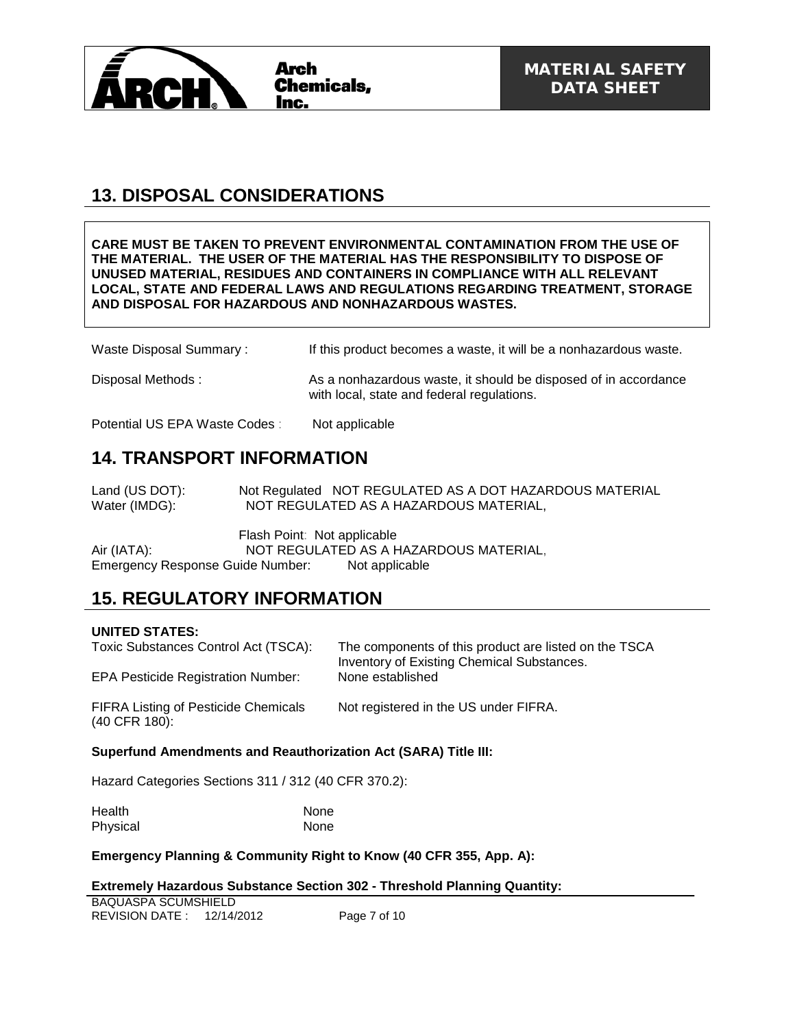## 13. DISPOSAL CONSIDERATIONS

**CARE MUST BE TAKEN TO PREVENT ENVIRONMENTAL CONTAMINATION FROM THE USE OF THE MATERIAL. THE USER OF THE MATERIAL HAS THE RESPONSIBILITY TO DISPOSE OF UNUSED MATERIAL, RESIDUES AND CONTAINERS IN COMPLIANCE WITH ALL RELEVANT LOCAL, STATE AND FEDERAL LAWS AND REGULATIONS REGARDING TREATMENT, STORAGE AND DISPOSAL FOR HAZARDOUS AND NONHAZARDOUS WASTES.**

| | |
|---|---|
| Waste Disposal Summary : | If this product becomes a waste, it will be a nonhazardous waste. |
| Disposal Methods : | As a nonhazardous waste, it should be disposed of in accordance with local, state and federal regulations. |
| Potential US EPA Waste Codes : | Not applicable |

## 14. TRANSPORT INFORMATION

Land (US DOT): Not Regulated NOT REGULATED AS A DOT HAZARDOUS MATERIAL
Water (IMDG): NOT REGULATED AS A HAZARDOUS MATERIAL,

Flash Point: Not applicable
Air (IATA): NOT REGULATED AS A HAZARDOUS MATERIAL,
Emergency Response Guide Number: Not applicable

## 15. REGULATORY INFORMATION

**UNITED STATES:**

| | |
|---|---|
| Toxic Substances Control Act (TSCA): | The components of this product are listed on the TSCA Inventory of Existing Chemical Substances. |
| EPA Pesticide Registration Number: | None established |
| FIFRA Listing of Pesticide Chemicals (40 CFR 180): | Not registered in the US under FIFRA. |

**Superfund Amendments and Reauthorization Act (SARA) Title III:**

Hazard Categories Sections 311 / 312 (40 CFR 370.2):

| | |
|---|---|
| Health | None |
| Physical | None |

**Emergency Planning & Community Right to Know (40 CFR 355, App. A):**

**Extremely Hazardous Substance Section 302 - Threshold Planning Quantity:**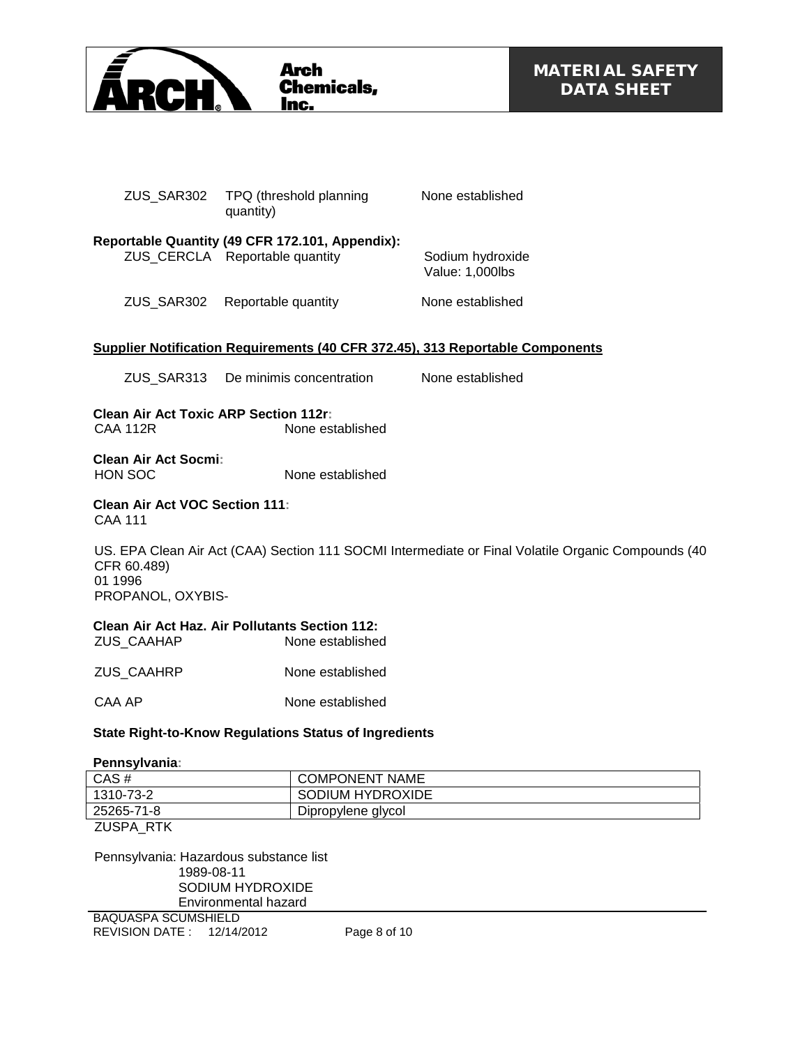| | | |
|---|---|---|
| ZUS_SAR302 | TPQ (threshold planning quantity) | None established |

**Reportable Quantity (49 CFR 172.101, Appendix):**

| | | |
|---|---|---|
| ZUS_CERCLA | Reportable quantity | Sodium hydroxide Value: 1,000lbs |
| ZUS_SAR302 | Reportable quantity | None established |

**Supplier Notification Requirements (40 CFR 372.45), 313 Reportable Components**

| | | |
|---|---|---|
| ZUS_SAR313 | De minimis concentration | None established |

**Clean Air Act Toxic ARP Section 112r:**

CAA 112R None established

**Clean Air Act Socmi:**

HON SOC None established

**Clean Air Act VOC Section 111:**

CAA 111

US. EPA Clean Air Act (CAA) Section 111 SOCMI Intermediate or Final Volatile Organic Compounds (40 CFR 60.489)
01 1996
PROPANOL, OXYBIS-

**Clean Air Act Haz. Air Pollutants Section 112:**

ZUS_CAAHAP None established

ZUS_CAAHRP None established

CAA AP None established

**State Right-to-Know Regulations Status of Ingredients**

**Pennsylvania:**

| CAS # | COMPONENT NAME |
|---|---|
| 1310-73-2 | SODIUM HYDROXIDE |
| 25265-71-8 | Dipropylene glycol |

ZUSPA_RTK

Pennsylvania: Hazardous substance list
1989-08-11
SODIUM HYDROXIDE
Environmental hazard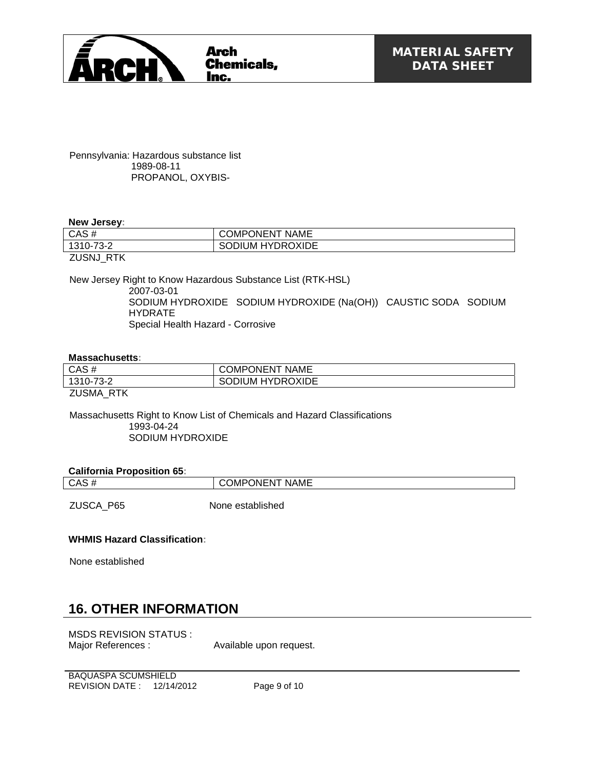Pennsylvania: Hazardous substance list
1989-08-11
PROPANOL, OXYBIS-

**New Jersey:**

| CAS # | COMPONENT NAME |
| --- | --- |
| 1310-73-2 | SODIUM HYDROXIDE |

ZUSNJ_RTK

New Jersey Right to Know Hazardous Substance List (RTK-HSL)
2007-03-01
SODIUM HYDROXIDE   SODIUM HYDROXIDE (Na(OH))   CAUSTIC SODA   SODIUM HYDRATE
Special Health Hazard - Corrosive

**Massachusetts:**

| CAS # | COMPONENT NAME |
| --- | --- |
| 1310-73-2 | SODIUM HYDROXIDE |

ZUSMA_RTK

Massachusetts Right to Know List of Chemicals and Hazard Classifications
1993-04-24
SODIUM HYDROXIDE

**California Proposition 65:**

| CAS # | COMPONENT NAME |
| --- | --- |

ZUSCA_P65 None established

**WHMIS Hazard Classification:**

None established

## 16. OTHER INFORMATION

MSDS REVISION STATUS :
Major References : Available upon request.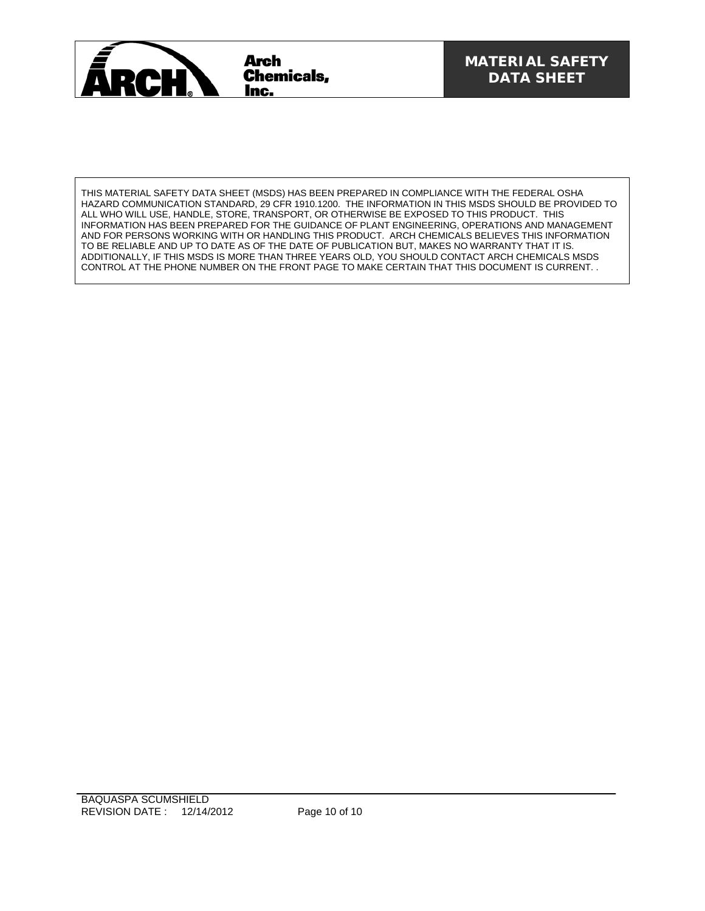THIS MATERIAL SAFETY DATA SHEET (MSDS) HAS BEEN PREPARED IN COMPLIANCE WITH THE FEDERAL OSHA HAZARD COMMUNICATION STANDARD, 29 CFR 1910.1200. THE INFORMATION IN THIS MSDS SHOULD BE PROVIDED TO ALL WHO WILL USE, HANDLE, STORE, TRANSPORT, OR OTHERWISE BE EXPOSED TO THIS PRODUCT. THIS INFORMATION HAS BEEN PREPARED FOR THE GUIDANCE OF PLANT ENGINEERING, OPERATIONS AND MANAGEMENT AND FOR PERSONS WORKING WITH OR HANDLING THIS PRODUCT. ARCH CHEMICALS BELIEVES THIS INFORMATION TO BE RELIABLE AND UP TO DATE AS OF THE DATE OF PUBLICATION BUT, MAKES NO WARRANTY THAT IT IS. ADDITIONALLY, IF THIS MSDS IS MORE THAN THREE YEARS OLD, YOU SHOULD CONTACT ARCH CHEMICALS MSDS CONTROL AT THE PHONE NUMBER ON THE FRONT PAGE TO MAKE CERTAIN THAT THIS DOCUMENT IS CURRENT. .